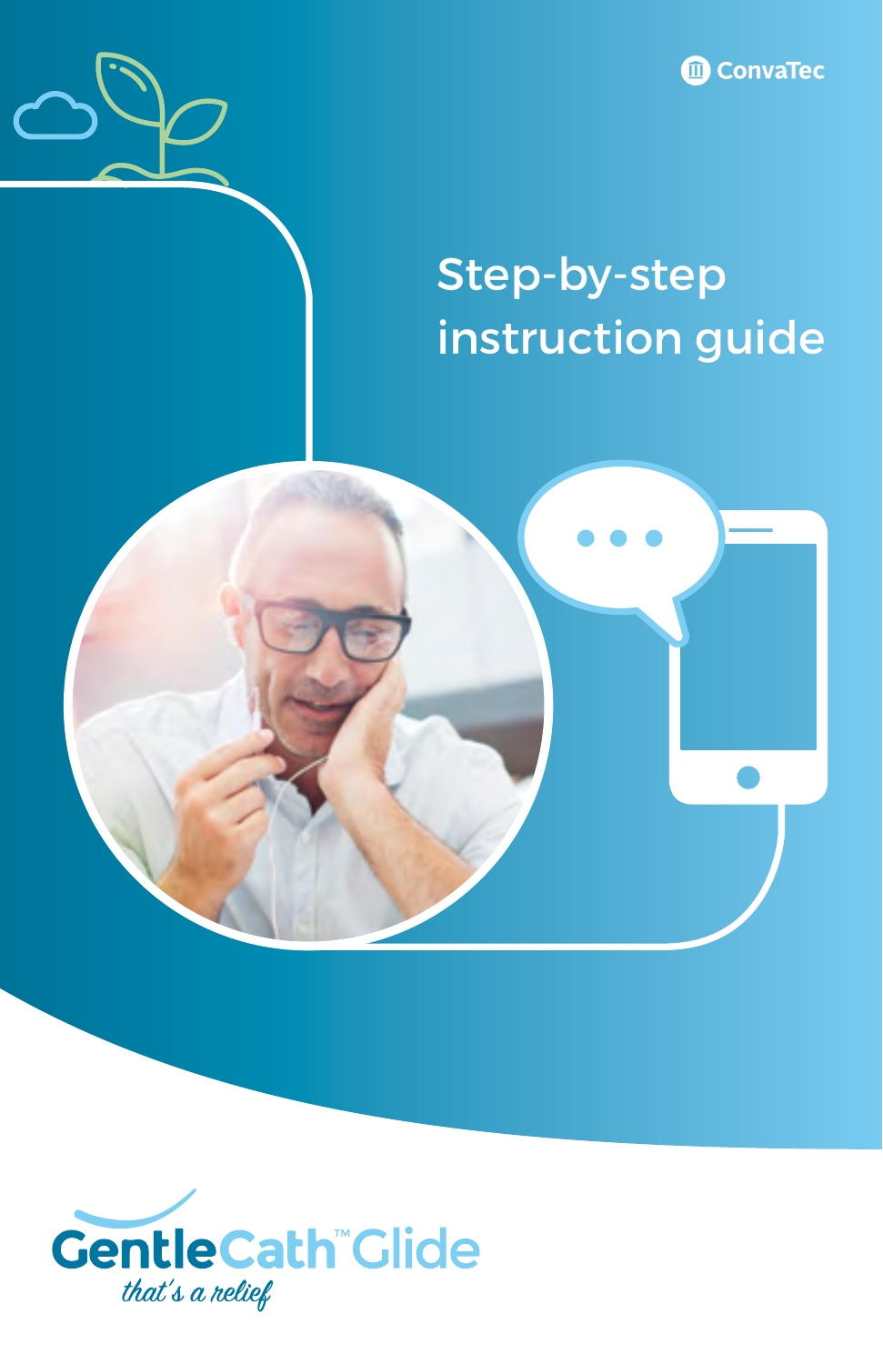ConvaTec

# Step-by-step instruction guide

GentleCath™ Glide

*that's a relief*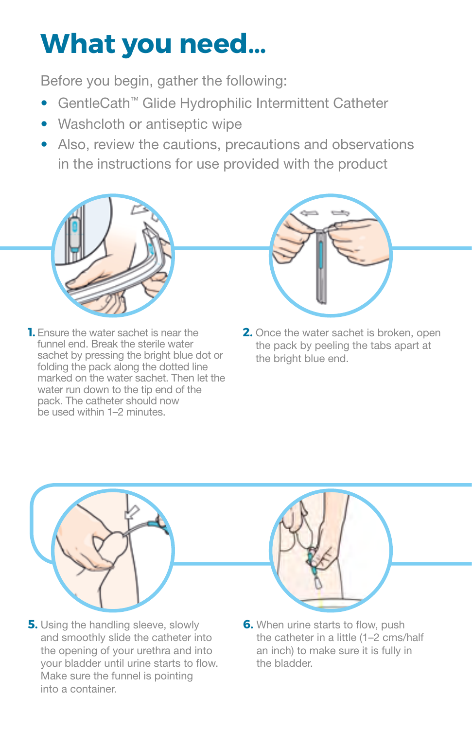# What you need...

Before you begin, gather the following:

- GentleCath™ Glide Hydrophilic Intermittent Catheter
- Washcloth or antiseptic wipe
- Also, review the cautions, precautions and observations in the instructions for use provided with the product

**1.** Ensure the water sachet is near the funnel end. Break the sterile water sachet by pressing the bright blue dot or folding the pack along the dotted line marked on the water sachet. Then let the water run down to the tip end of the pack. The catheter should now be used within 1–2 minutes.

**2.** Once the water sachet is broken, open the pack by peeling the tabs apart at the bright blue end.

**5.** Using the handling sleeve, slowly and smoothly slide the catheter into the opening of your urethra and into your bladder until urine starts to flow. Make sure the funnel is pointing into a container.

**6.** When urine starts to flow, push the catheter in a little (1–2 cms/half an inch) to make sure it is fully in the bladder.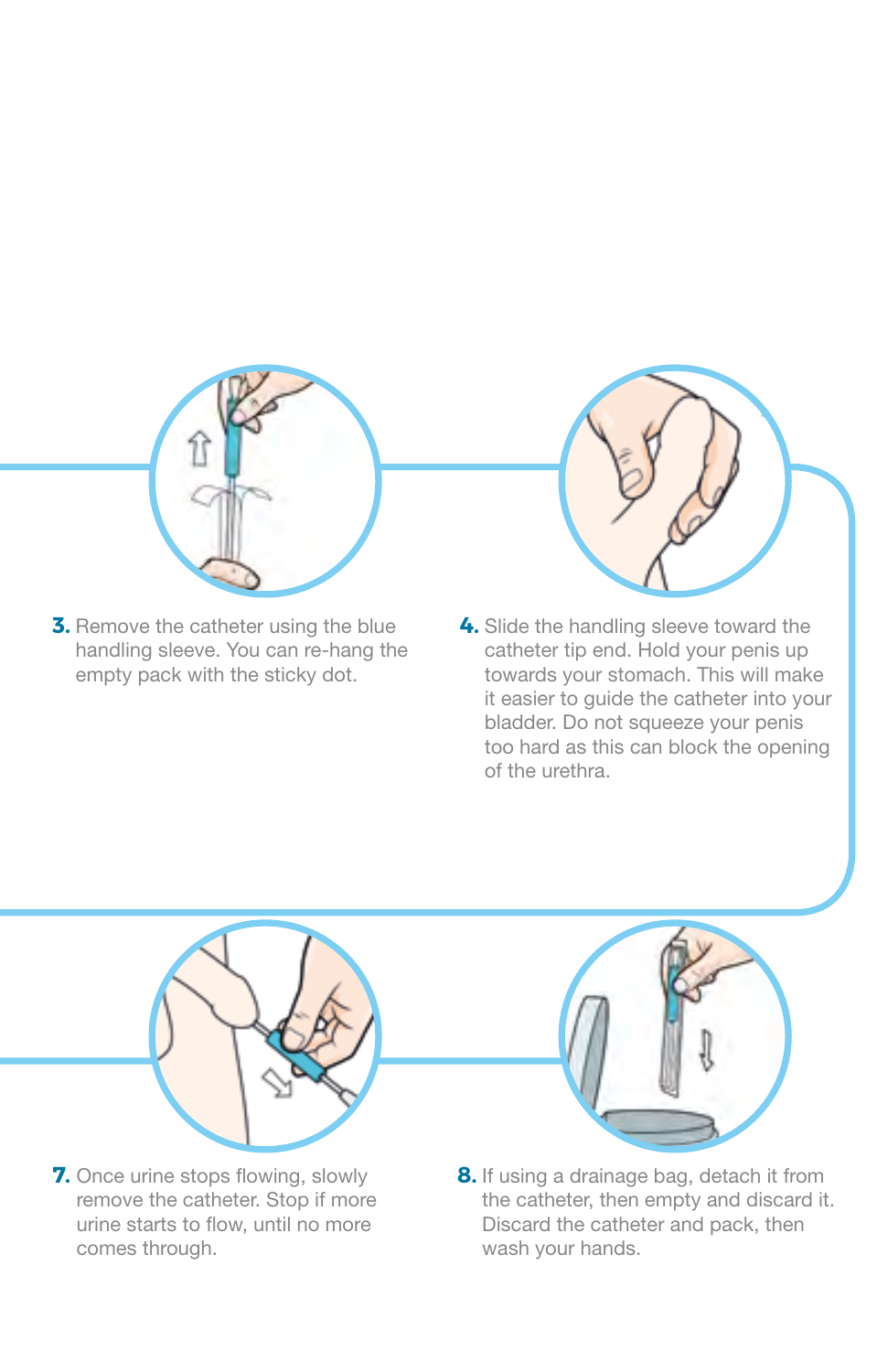3. Remove the catheter using the blue handling sleeve. You can re-hang the empty pack with the sticky dot.

4. Slide the handling sleeve toward the catheter tip end. Hold your penis up towards your stomach. This will make it easier to guide the catheter into your bladder. Do not squeeze your penis too hard as this can block the opening of the urethra.

7. Once urine stops flowing, slowly remove the catheter. Stop if more urine starts to flow, until no more comes through.

8. If using a drainage bag, detach it from the catheter, then empty and discard it. Discard the catheter and pack, then wash your hands.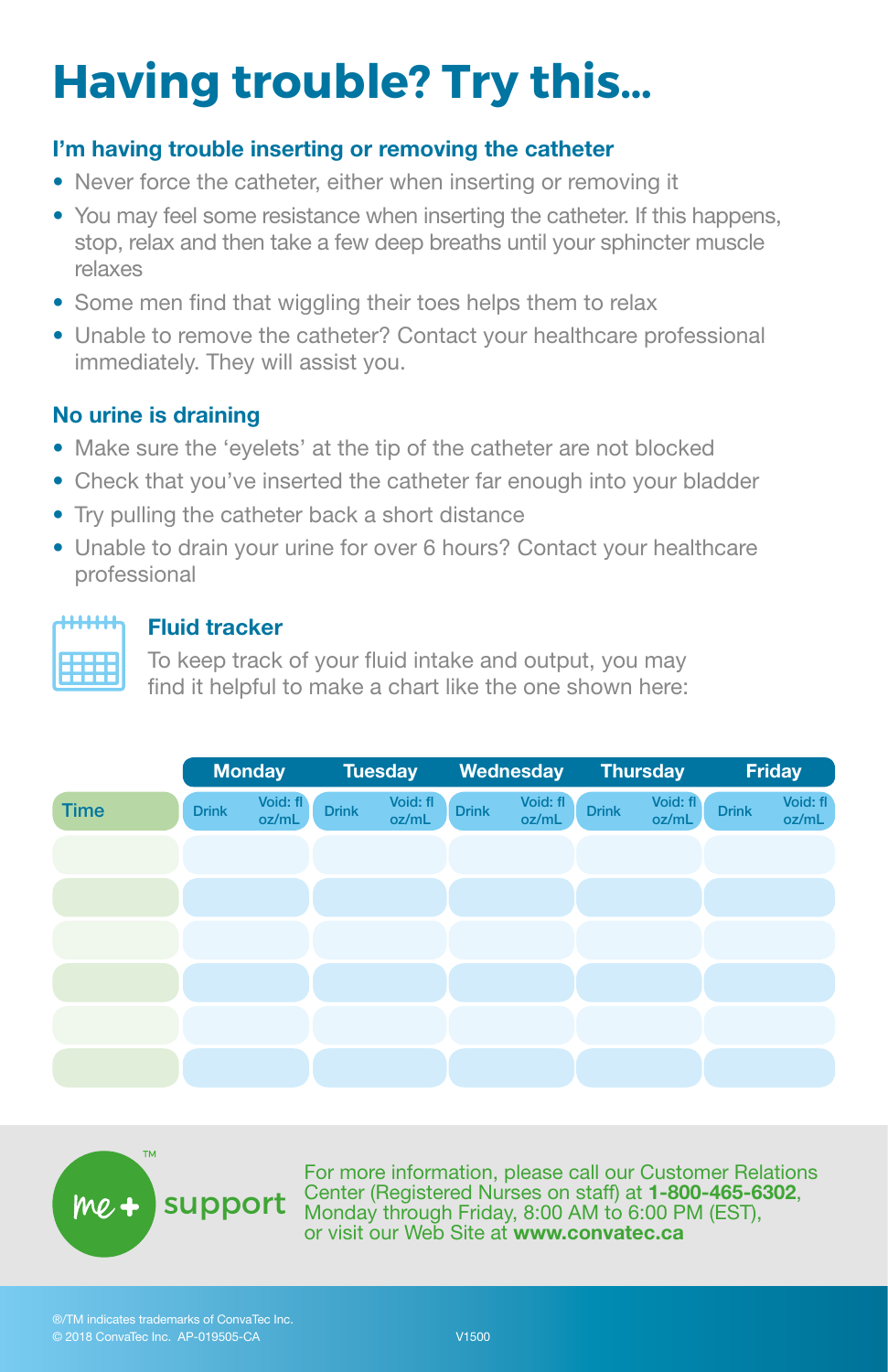# Having trouble? Try this...

### I'm having trouble inserting or removing the catheter

- Never force the catheter, either when inserting or removing it
- You may feel some resistance when inserting the catheter. If this happens, stop, relax and then take a few deep breaths until your sphincter muscle relaxes
- Some men find that wiggling their toes helps them to relax
- Unable to remove the catheter? Contact your healthcare professional immediately. They will assist you.

### No urine is draining

- Make sure the 'eyelets' at the tip of the catheter are not blocked
- Check that you've inserted the catheter far enough into your bladder
- Try pulling the catheter back a short distance
- Unable to drain your urine for over 6 hours? Contact your healthcare professional

### Fluid tracker

To keep track of your fluid intake and output, you may find it helpful to make a chart like the one shown here:

| | Monday | | Tuesday | | Wednesday | | Thursday | | Friday | |
|---|---|---|---|---|---|---|---|---|---|---|
| Time | Drink | Void: fl oz/mL | Drink | Void: fl oz/mL | Drink | Void: fl oz/mL | Drink | Void: fl oz/mL | Drink | Void: fl oz/mL |
| | | | | | | | | | | |
| | | | | | | | | | | |
| | | | | | | | | | | |
| | | | | | | | | | | |
| | | | | | | | | | | |
| | | | | | | | | | | |

me+™ support

For more information, please call our Customer Relations Center (Registered Nurses on staff) at **1-800-465-6302**, Monday through Friday, 8:00 AM to 6:00 PM (EST), or visit our Web Site at **www.convatec.ca**

®/TM indicates trademarks of ConvaTec Inc.
© 2018 ConvaTec Inc. AP-019505-CA

V1500